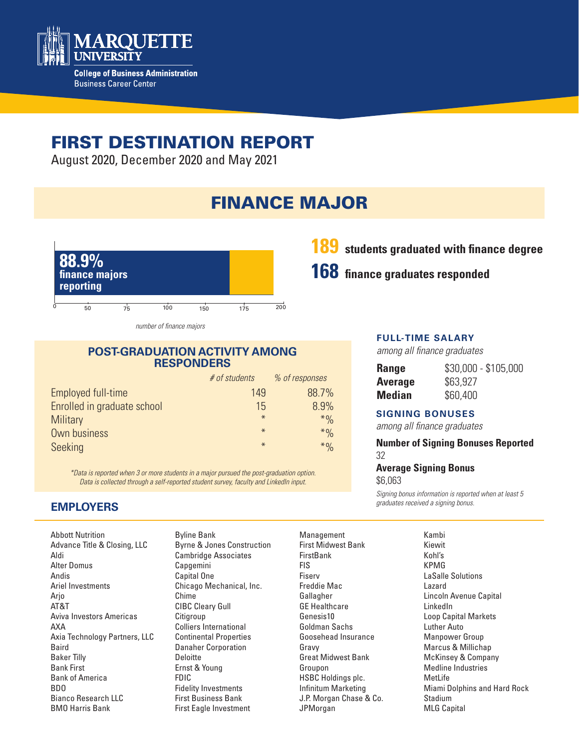Marquette University
College of Business Administration
Business Career Center

# FIRST DESTINATION REPORT

August 2020, December 2020 and May 2021

## FINANCE MAJOR

**88.9%** finance majors reporting

0 50 75 100 150 175 200

*number of finance majors*

**189** students graduated with finance degree

**168** finance graduates responded

### POST-GRADUATION ACTIVITY AMONG RESPONDERS

| | *# of students* | *% of responses* |
|---|---|---|
| Employed full-time | 149 | 88.7% |
| Enrolled in graduate school | 15 | 8.9% |
| Military | * | *% |
| Own business | * | *% |
| Seeking | * | *% |

*\*Data is reported when 3 or more students in a major pursued the post-graduation option. Data is collected through a self-reported student survey, faculty and LinkedIn input.*

### FULL-TIME SALARY

*among all finance graduates*

| | |
|---|---|
| **Range** | $30,000 - $105,000 |
| **Average** | $63,927 |
| **Median** | $60,400 |

### SIGNING BONUSES

*among all finance graduates*

**Number of Signing Bonuses Reported**
32

**Average Signing Bonus**
$6,063

*Signing bonus information is reported when at least 5 graduates received a signing bonus.*

### EMPLOYERS

Abbott Nutrition
Advance Title & Closing, LLC
Aldi
Alter Domus
Andis
Ariel Investments
Arjo
AT&T
Aviva Investors Americas
AXA
Axia Technology Partners, LLC
Baird
Baker Tilly
Bank First
Bank of America
BDO
Bianco Research LLC
BMO Harris Bank
Byline Bank
Byrne & Jones Construction
Cambridge Associates
Capgemini
Capital One
Chicago Mechanical, Inc.
Chime
CIBC Cleary Gull
Citigroup
Colliers International
Continental Properties
Danaher Corporation
Deloitte
Ernst & Young
FDIC
Fidelity Investments
First Business Bank
First Eagle Investment Management
First Midwest Bank
FirstBank
FIS
Fiserv
Freddie Mac
Gallagher
GE Healthcare
Genesis10
Goldman Sachs
Goosehead Insurance
Gravy
Great Midwest Bank
Groupon
HSBC Holdings plc.
Infinitum Marketing
J.P. Morgan Chase & Co.
JPMorgan
Kambi
Kiewit
Kohl's
KPMG
LaSalle Solutions
Lazard
Lincoln Avenue Capital
LinkedIn
Loop Capital Markets
Luther Auto
Manpower Group
Marcus & Millichap
McKinsey & Company
Medline Industries
MetLife
Miami Dolphins and Hard Rock Stadium
MLG Capital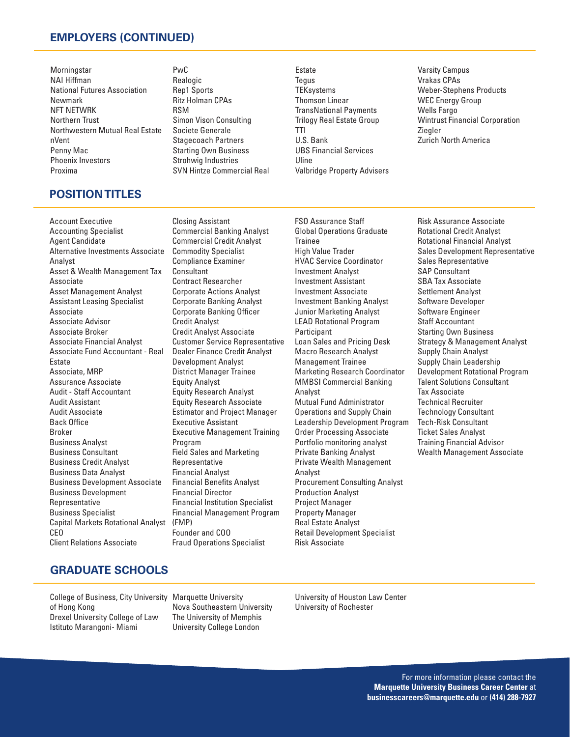## EMPLOYERS (CONTINUED)

Morningstar
NAI Hiffman
National Futures Association
Newmark
NFT NETWRK
Northern Trust
Northwestern Mutual Real Estate
nVent
Penny Mac
Phoenix Investors
Proxima
PwC
Realogic
Rep1 Sports
Ritz Holman CPAs
RSM
Simon Vison Consulting
Societe Generale
Stagecoach Partners
Starting Own Business
Strohwig Industries
SVN Hintze Commercial Real Estate
Tegus
TEKsystems
Thomson Linear
TransNational Payments
Trilogy Real Estate Group
TTI
U.S. Bank
UBS Financial Services
Uline
Valbridge Property Advisers
Varsity Campus
Vrakas CPAs
Weber-Stephens Products
WEC Energy Group
Wells Fargo
Wintrust Financial Corporation
Ziegler
Zurich North America

## POSITION TITLES

Account Executive
Accounting Specialist
Agent Candidate
Alternative Investments Associate Analyst
Asset & Wealth Management Tax Associate
Asset Management Analyst
Assistant Leasing Specialist
Associate
Associate Advisor
Associate Broker
Associate Financial Analyst
Associate Fund Accountant - Real Estate
Associate, MRP
Assurance Associate
Audit - Staff Accountant
Audit Assistant
Audit Associate
Back Office
Broker
Business Analyst
Business Consultant
Business Credit Analyst
Business Data Analyst
Business Development Associate
Business Development Representative
Business Specialist
Capital Markets Rotational Analyst
CEO
Client Relations Associate
Closing Assistant
Commercial Banking Analyst
Commercial Credit Analyst
Commodity Specialist
Compliance Examiner
Consultant
Contract Researcher
Corporate Actions Analyst
Corporate Banking Analyst
Corporate Banking Officer
Credit Analyst
Credit Analyst Associate
Customer Service Representative
Dealer Finance Credit Analyst
Development Analyst
District Manager Trainee
Equity Analyst
Equity Research Analyst
Equity Research Associate
Estimator and Project Manager
Executive Assistant
Executive Management Training Program
Field Sales and Marketing Representative
Financial Analyst
Financial Benefits Analyst
Financial Director
Financial Institution Specialist
Financial Management Program (FMP)
Founder and COO
Fraud Operations Specialist
FSO Assurance Staff
Global Operations Graduate Trainee
High Value Trader
HVAC Service Coordinator
Investment Analyst
Investment Assistant
Investment Associate
Investment Banking Analyst
Junior Marketing Analyst
LEAD Rotational Program Participant
Loan Sales and Pricing Desk
Macro Research Analyst
Management Trainee
Marketing Research Coordinator
MMBSI Commercial Banking Analyst
Mutual Fund Administrator
Operations and Supply Chain Leadership Development Program
Order Processing Associate
Portfolio monitoring analyst
Private Banking Analyst
Private Wealth Management Analyst
Procurement Consulting Analyst
Production Analyst
Project Manager
Property Manager
Real Estate Analyst
Retail Development Specialist
Risk Associate
Risk Assurance Associate
Rotational Credit Analyst
Rotational Financial Analyst
Sales Development Representative
Sales Representative
SAP Consultant
SBA Tax Associate
Settlement Analyst
Software Developer
Software Engineer
Staff Accountant
Starting Own Business
Strategy & Management Analyst
Supply Chain Analyst
Supply Chain Leadership Development Rotational Program
Talent Solutions Consultant
Tax Associate
Technical Recruiter
Technology Consultant
Tech-Risk Consultant
Ticket Sales Analyst
Training Financial Advisor
Wealth Management Associate

## GRADUATE SCHOOLS

College of Business, City University of Hong Kong
Drexel University College of Law
Istituto Marangoni- Miami
Marquette University
Nova Southeastern University
The University of Memphis
University College London
University of Houston Law Center
University of Rochester

For more information please contact the **Marquette University Business Career Center** at **businesscareers@marquette.edu** or **(414) 288-7927**